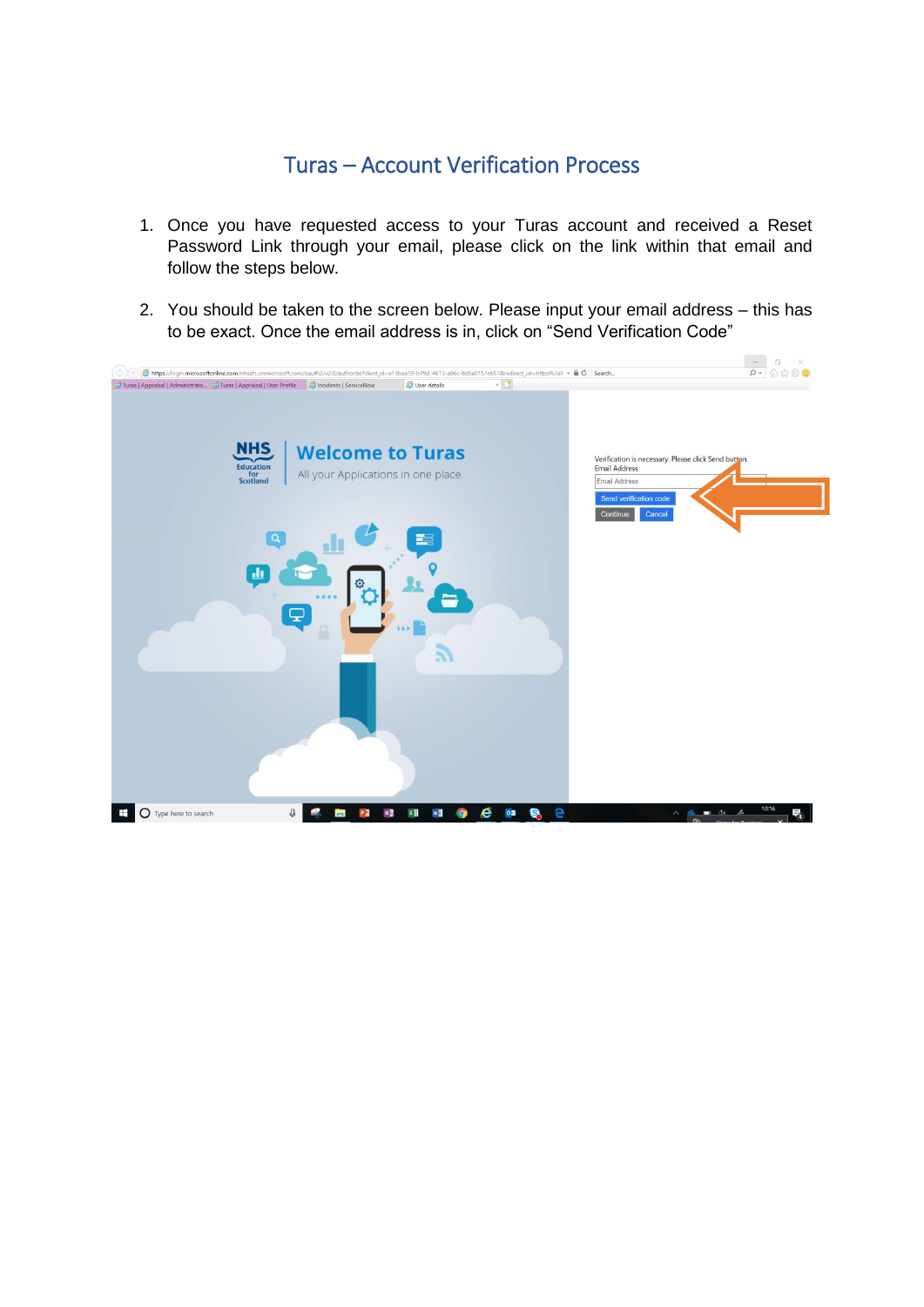# Turas – Account Verification Process

1. Once you have requested access to your Turas account and received a Reset Password Link through your email, please click on the link within that email and follow the steps below.

2. You should be taken to the screen below. Please input your email address – this has to be exact. Once the email address is in, click on "Send Verification Code"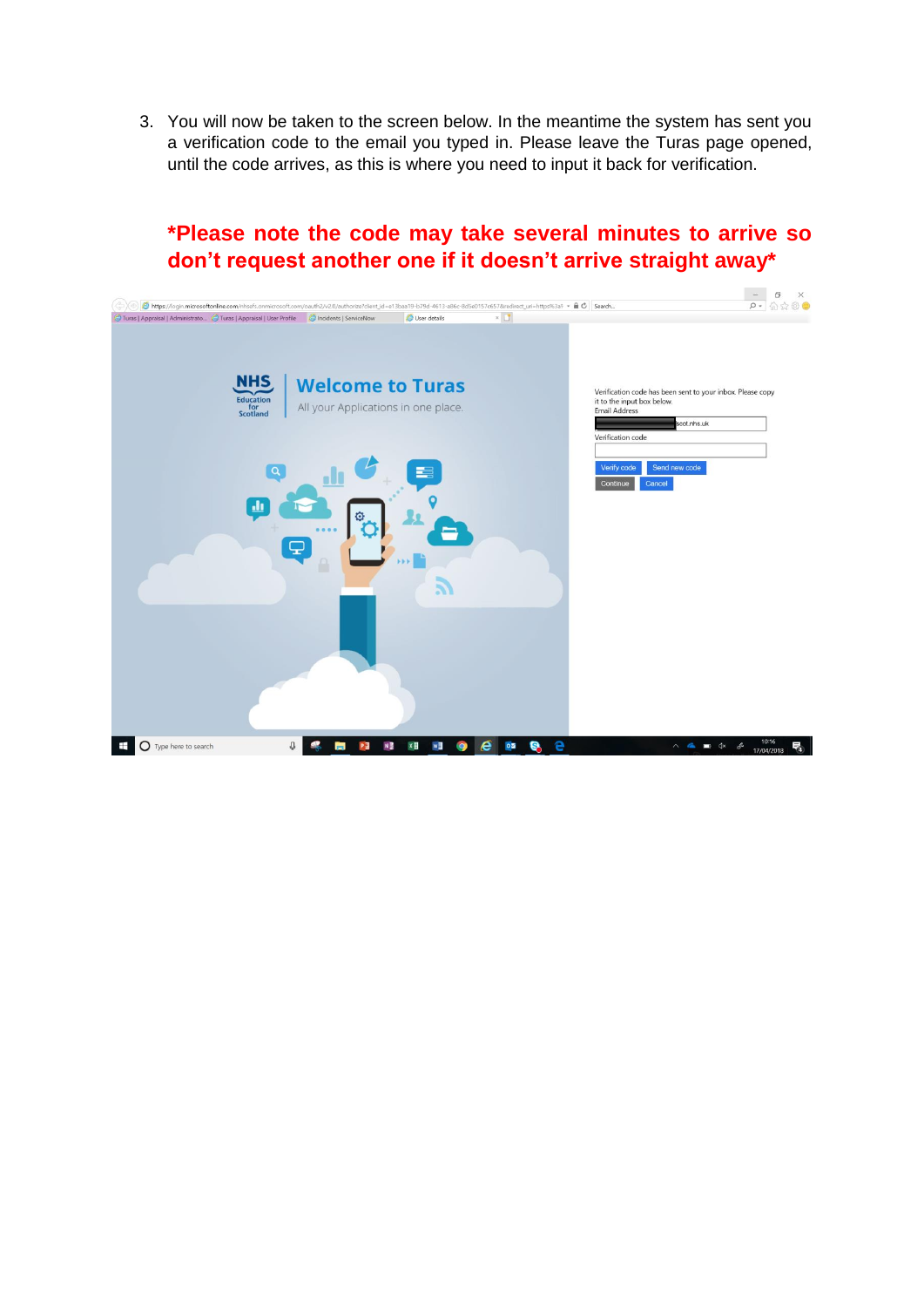3. You will now be taken to the screen below. In the meantime the system has sent you a verification code to the email you typed in. Please leave the Turas page opened, until the code arrives, as this is where you need to input it back for verification.

**\*Please note the code may take several minutes to arrive so don't request another one if it doesn't arrive straight away\***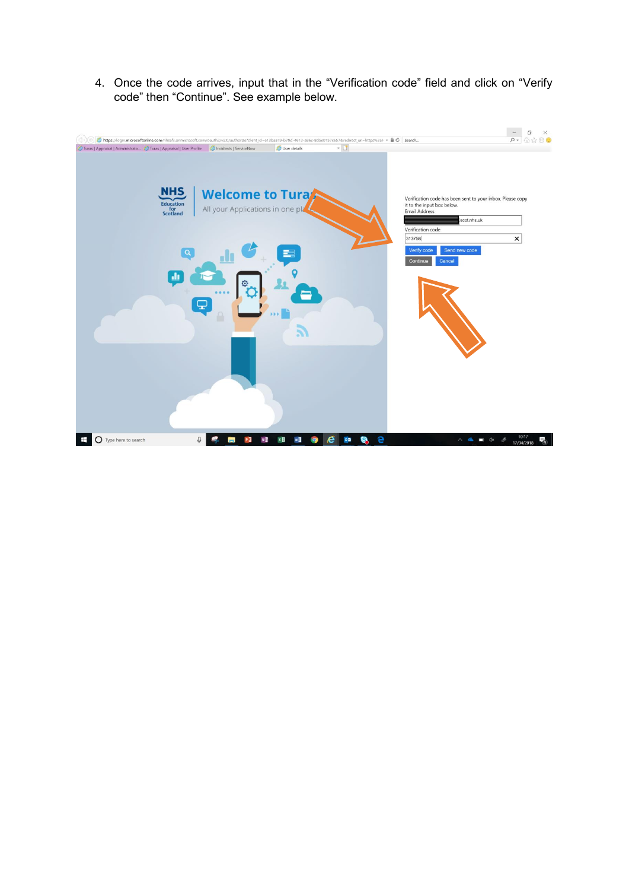4. Once the code arrives, input that in the "Verification code" field and click on "Verify code" then "Continue". See example below.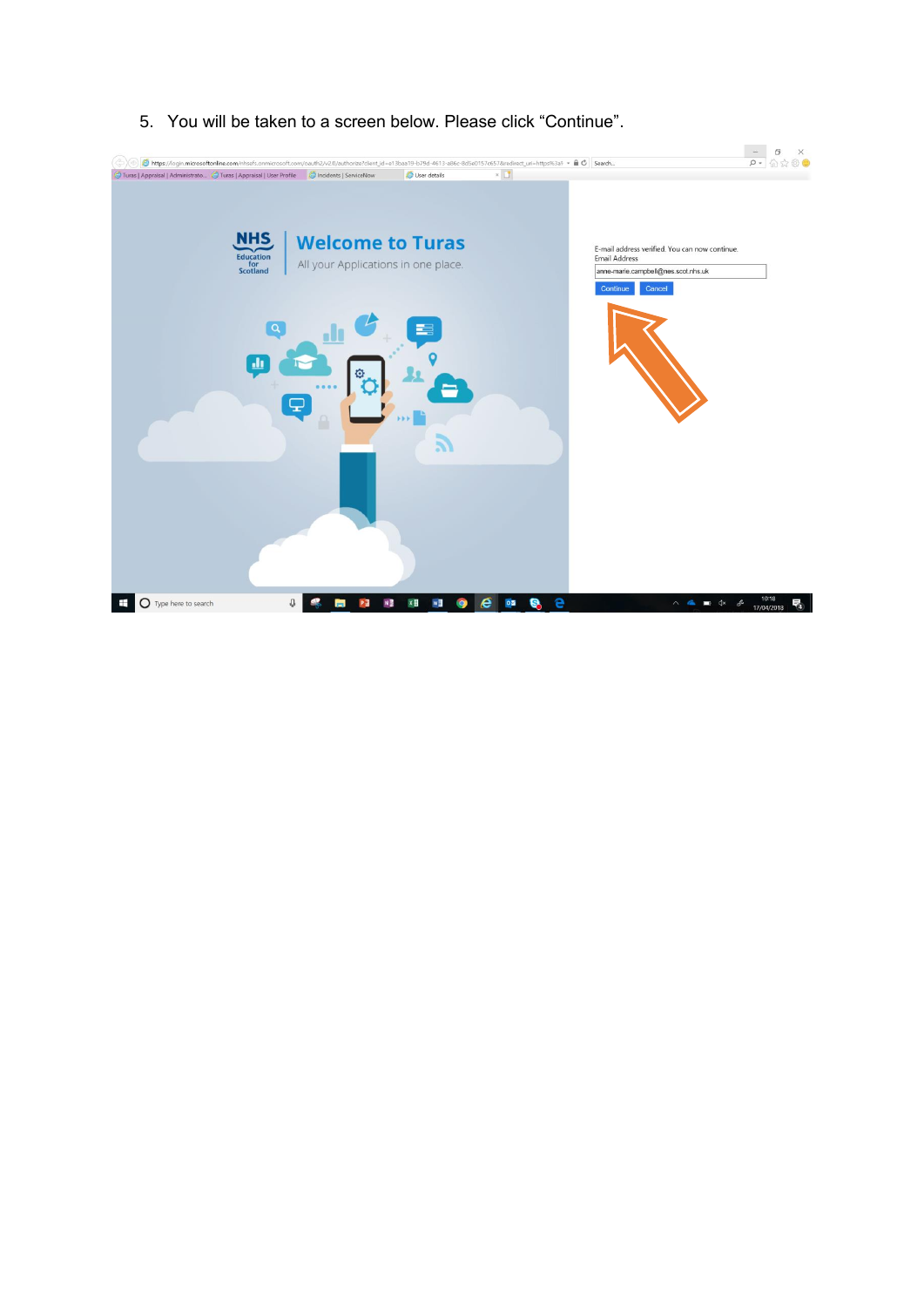5. You will be taken to a screen below. Please click “Continue”.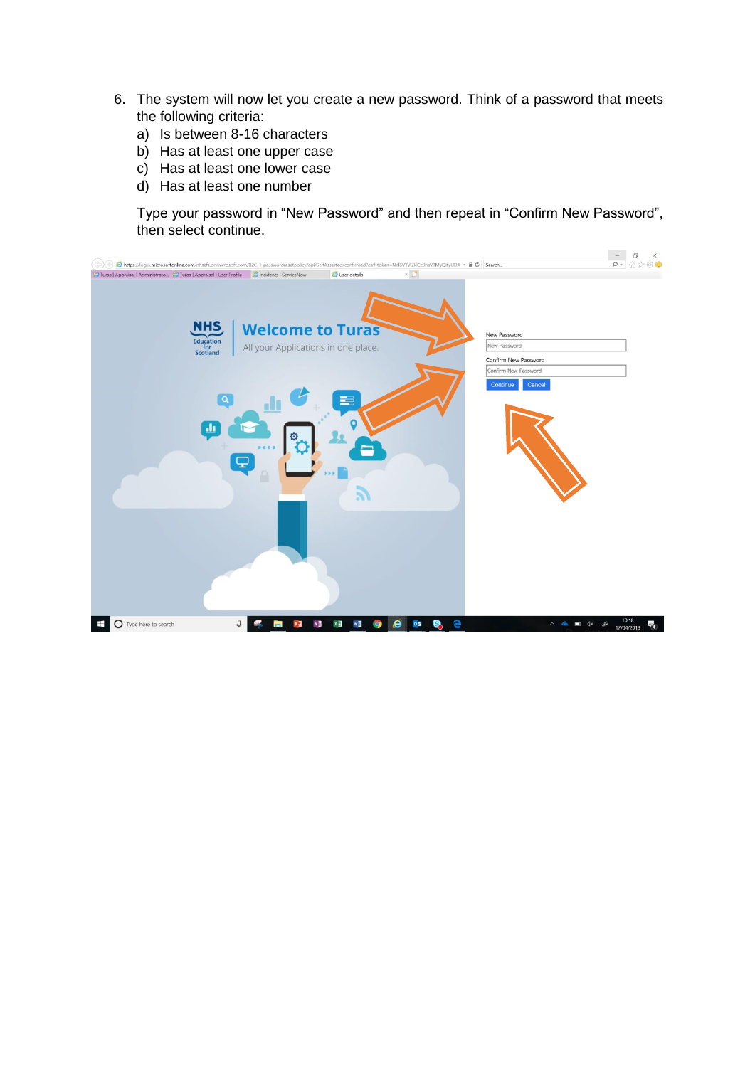6. The system will now let you create a new password. Think of a password that meets the following criteria:
   a) Is between 8-16 characters
   b) Has at least one upper case
   c) Has at least one lower case
   d) Has at least one number

   Type your password in “New Password” and then repeat in “Confirm New Password”, then select continue.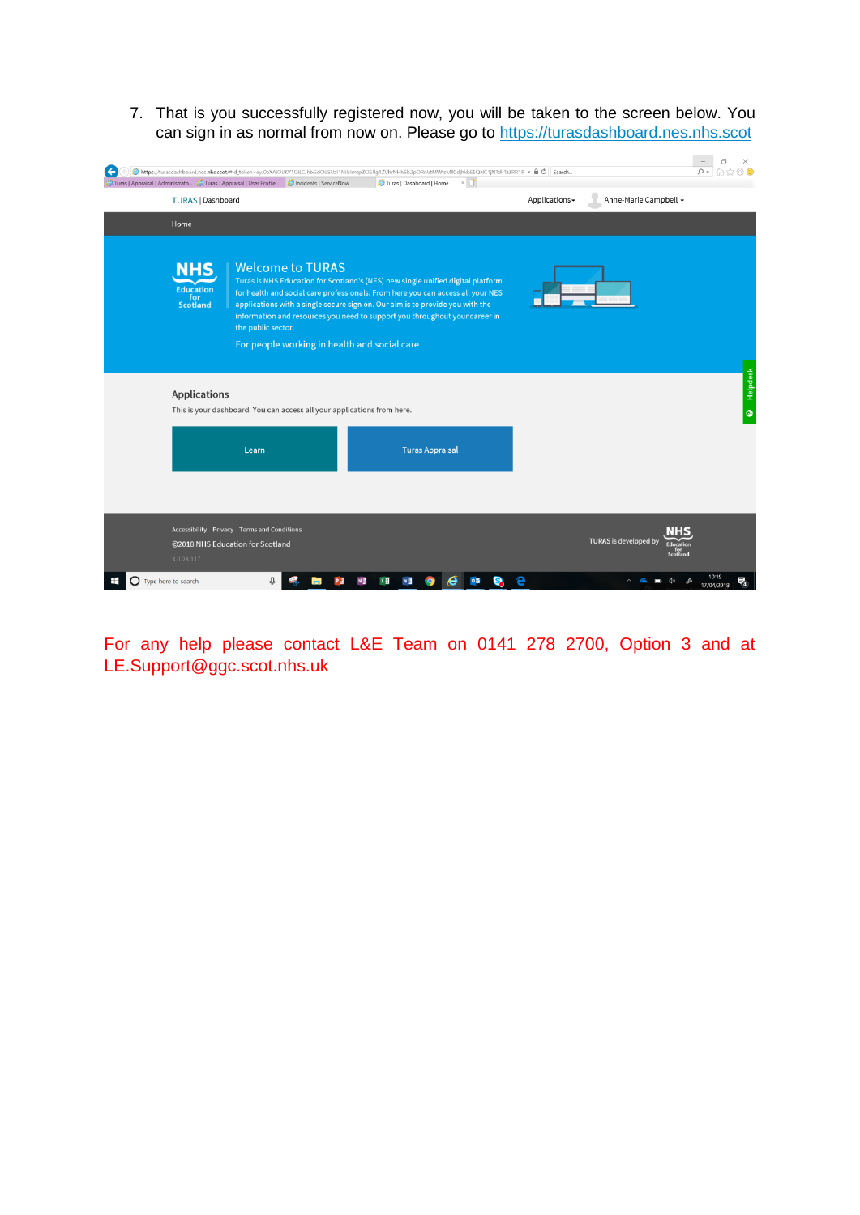7. That is you successfully registered now, you will be taken to the screen below. You can sign in as normal from now on. Please go to https://turasdashboard.nes.nhs.scot

For any help please contact L&E Team on 0141 278 2700, Option 3 and at LE.Support@ggc.scot.nhs.uk